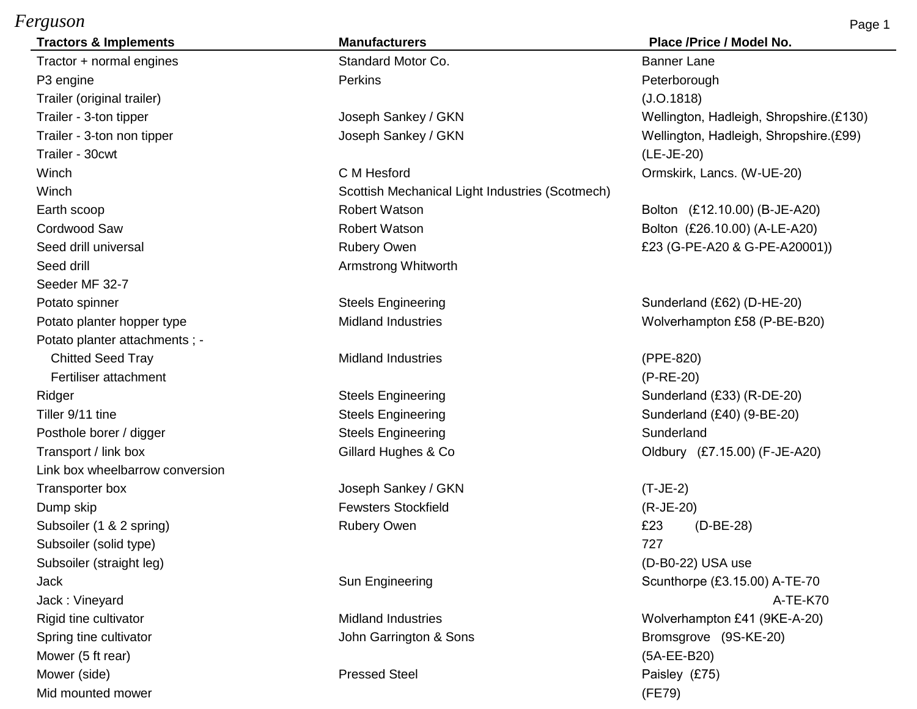# Ferguson

| Tractors & Implements | Manufacturers | Place /Price / Model No. |
|---|---|---|
| Tractor + normal engines | Standard Motor Co. | Banner Lane |
| P3 engine | Perkins | Peterborough |
| Trailer (original trailer) | | (J.O.1818) |
| Trailer - 3-ton tipper | Joseph Sankey / GKN | Wellington, Hadleigh, Shropshire.(£130) |
| Trailer - 3-ton non tipper | Joseph Sankey / GKN | Wellington, Hadleigh, Shropshire.(£99) |
| Trailer - 30cwt | | (LE-JE-20) |
| Winch | C M Hesford | Ormskirk, Lancs. (W-UE-20) |
| Winch | Scottish Mechanical Light Industries (Scotmech) | |
| Earth scoop | Robert Watson | Bolton (£12.10.00) (B-JE-A20) |
| Cordwood Saw | Robert Watson | Bolton (£26.10.00) (A-LE-A20) |
| Seed drill universal | Rubery Owen | £23 (G-PE-A20 & G-PE-A20001)) |
| Seed drill | Armstrong Whitworth | |
| Seeder MF 32-7 | | |
| Potato spinner | Steels Engineering | Sunderland (£62) (D-HE-20) |
| Potato planter hopper type | Midland Industries | Wolverhampton £58 (P-BE-B20) |
| Potato planter attachments ; - | | |
| Chitted Seed Tray | Midland Industries | (PPE-820) |
| Fertiliser attachment | | (P-RE-20) |
| Ridger | Steels Engineering | Sunderland (£33) (R-DE-20) |
| Tiller 9/11 tine | Steels Engineering | Sunderland (£40) (9-BE-20) |
| Posthole borer / digger | Steels Engineering | Sunderland |
| Transport / link box | Gillard Hughes & Co | Oldbury (£7.15.00) (F-JE-A20) |
| Link box wheelbarrow conversion | | |
| Transporter box | Joseph Sankey / GKN | (T-JE-2) |
| Dump skip | Fewsters Stockfield | (R-JE-20) |
| Subsoiler (1 & 2 spring) | Rubery Owen | £23 (D-BE-28) |
| Subsoiler (solid type) | | 727 |
| Subsoiler (straight leg) | | (D-B0-22) USA use |
| Jack | Sun Engineering | Scunthorpe (£3.15.00) A-TE-70 |
| Jack : Vineyard | | A-TE-K70 |
| Rigid tine cultivator | Midland Industries | Wolverhampton £41 (9KE-A-20) |
| Spring tine cultivator | John Garrington & Sons | Bromsgrove (9S-KE-20) |
| Mower (5 ft rear) | | (5A-EE-B20) |
| Mower (side) | Pressed Steel | Paisley (£75) |
| Mid mounted mower | | (FE79) |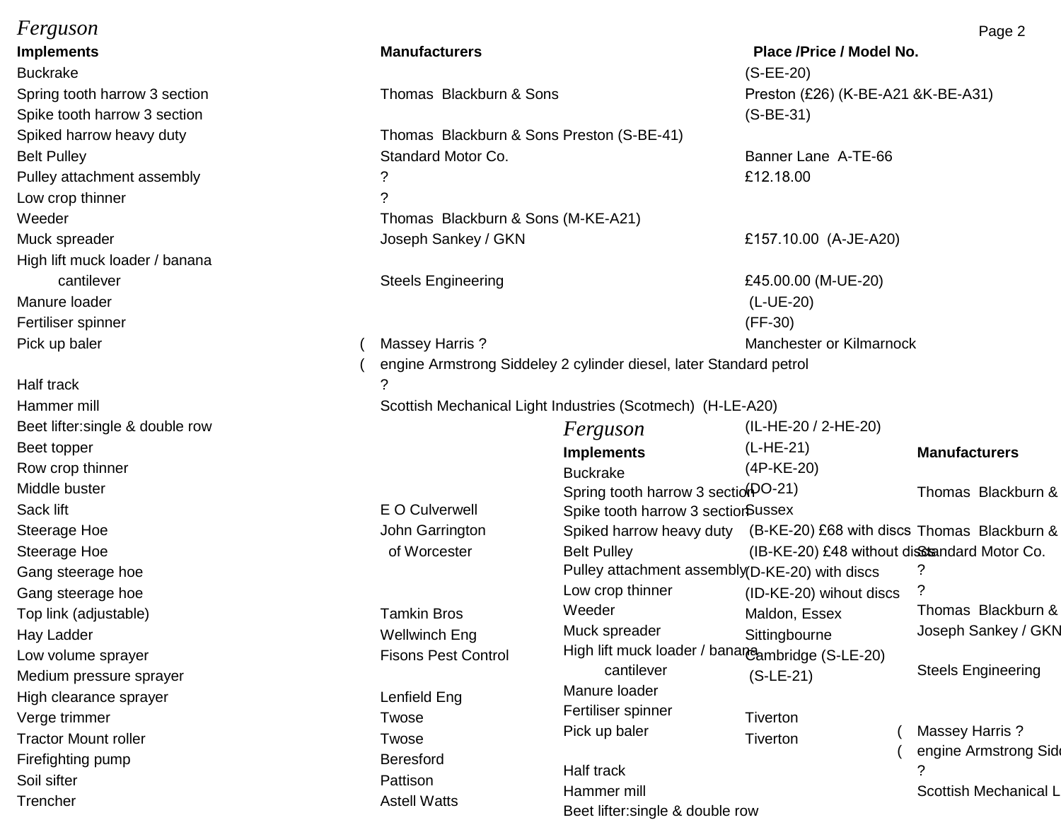| Implements | Manufacturers | Place /Price / Model No. |
|---|---|---|
| Buckrake | | (S-EE-20) |
| Spring tooth harrow 3 section | Thomas Blackburn & Sons | Preston (£26) (K-BE-A21 &K-BE-A31) |
| Spike tooth harrow 3 section | | (S-BE-31) |
| Spiked harrow heavy duty | Thomas Blackburn & Sons Preston (S-BE-41) | |
| Belt Pulley | Standard Motor Co. | Banner Lane A-TE-66 |
| Pulley attachment assembly | ? | £12.18.00 |
| Low crop thinner | ? | |
| Weeder | Thomas Blackburn & Sons (M-KE-A21) | |
| Muck spreader | Joseph Sankey / GKN | £157.10.00 (A-JE-A20) |
| High lift muck loader / banana cantilever | Steels Engineering | £45.00.00 (M-UE-20) |
| Manure loader | | (L-UE-20) |
| Fertiliser spinner | | (FF-30) |
| Pick up baler | ( Massey Harris ? | Manchester or Kilmarnock |
| | ( engine Armstrong Siddeley 2 cylinder diesel, later Standard petrol | |
| Half track | ? | |
| Hammer mill | Scottish Mechanical Light Industries (Scotmech) (H-LE-A20) | |
| Beet lifter:single & double row | | (IL-HE-20 / 2-HE-20) |
| Beet topper | | (L-HE-21) |
| Row crop thinner | | (4P-KE-20) |
| Middle buster | | (DO-21) |
| Sack lift | E O Culverwell | Sussex |
| Steerage Hoe | John Garrington | (B-KE-20) £68 with discs |
| Steerage Hoe | of Worcester | (IB-KE-20) £48 without discs |
| Gang steerage hoe | | (D-KE-20) with discs |
| Gang steerage hoe | | (ID-KE-20) wihout discs |
| Top link (adjustable) | Tamkin Bros | Maldon, Essex |
| Hay Ladder | Wellwinch Eng | Sittingbourne |
| Low volume sprayer | Fisons Pest Control | Cambridge (S-LE-20) |
| Medium pressure sprayer | | (S-LE-21) |
| High clearance sprayer | Lenfield Eng | |
| Verge trimmer | Twose | Tiverton |
| Tractor Mount roller | Twose | Tiverton |
| Firefighting pump | Beresford | |
| Soil sifter | Pattison | |
| Trencher | Astell Watts | |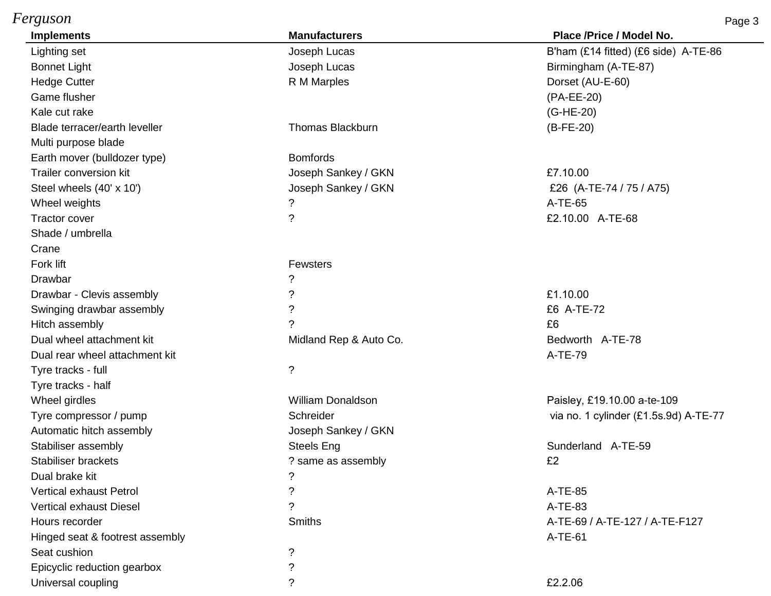| Implements | Manufacturers | Place /Price / Model No. |
|---|---|---|
| Lighting set | Joseph Lucas | B'ham (£14 fitted) (£6 side) A-TE-86 |
| Bonnet Light | Joseph Lucas | Birmingham (A-TE-87) |
| Hedge Cutter | R M Marples | Dorset (AU-E-60) |
| Game flusher | | (PA-EE-20) |
| Kale cut rake | | (G-HE-20) |
| Blade terracer/earth leveller | Thomas Blackburn | (B-FE-20) |
| Multi purpose blade | | |
| Earth mover (bulldozer type) | Bomfords | |
| Trailer conversion kit | Joseph Sankey / GKN | £7.10.00 |
| Steel wheels (40' x 10') | Joseph Sankey / GKN | £26 (A-TE-74 / 75 / A75) |
| Wheel weights | ? | A-TE-65 |
| Tractor cover | ? | £2.10.00 A-TE-68 |
| Shade / umbrella | | |
| Crane | | |
| Fork lift | Fewsters | |
| Drawbar | ? | |
| Drawbar - Clevis assembly | ? | £1.10.00 |
| Swinging drawbar assembly | ? | £6 A-TE-72 |
| Hitch assembly | ? | £6 |
| Dual wheel attachment kit | Midland Rep & Auto Co. | Bedworth A-TE-78 |
| Dual rear wheel attachment kit | | A-TE-79 |
| Tyre tracks - full | ? | |
| Tyre tracks - half | | |
| Wheel girdles | William Donaldson | Paisley, £19.10.00 a-te-109 |
| Tyre compressor / pump | Schreider | via no. 1 cylinder (£1.5s.9d) A-TE-77 |
| Automatic hitch assembly | Joseph Sankey / GKN | |
| Stabiliser assembly | Steels Eng | Sunderland A-TE-59 |
| Stabiliser brackets | ? same as assembly | £2 |
| Dual brake kit | ? | |
| Vertical exhaust Petrol | ? | A-TE-85 |
| Vertical exhaust Diesel | ? | A-TE-83 |
| Hours recorder | Smiths | A-TE-69 / A-TE-127 / A-TE-F127 |
| Hinged seat & footrest assembly | | A-TE-61 |
| Seat cushion | ? | |
| Epicyclic reduction gearbox | ? | |
| Universal coupling | ? | £2.2.06 |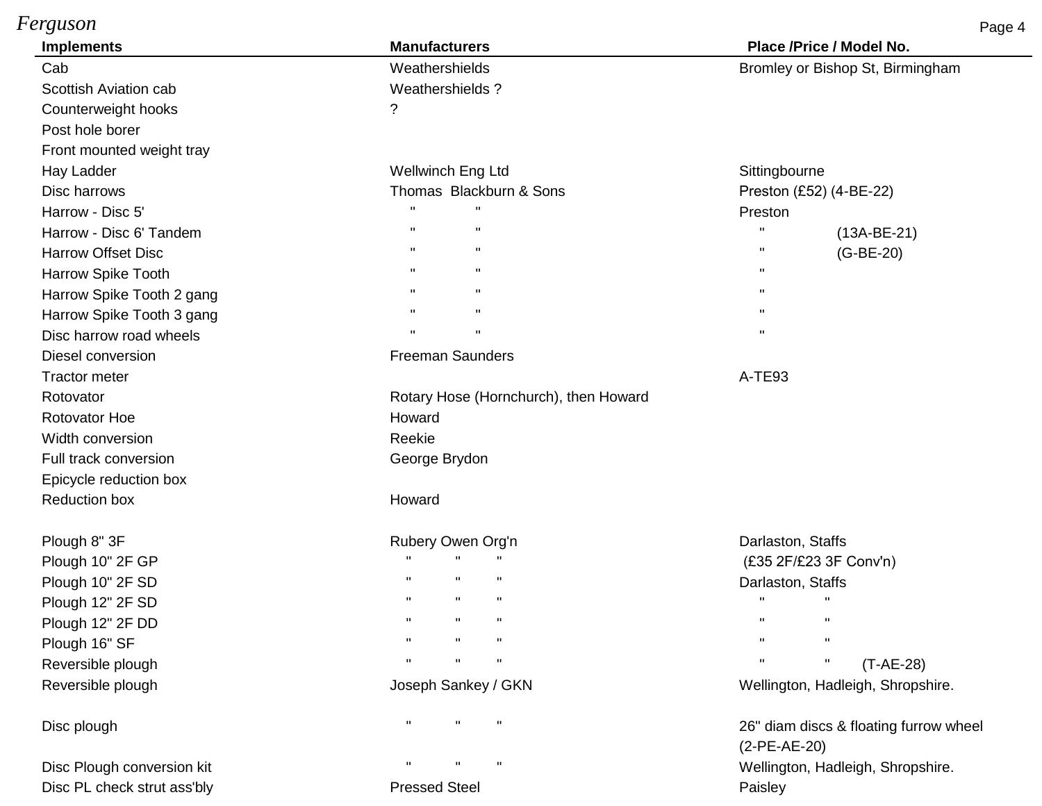| Implements | Manufacturers | Place /Price / Model No. |
|---|---|---|
| Cab | Weathershields | Bromley or Bishop St, Birmingham |
| Scottish Aviation cab | Weathershields ? | |
| Counterweight hooks | ? | |
| Post hole borer | | |
| Front mounted weight tray | | |
| Hay Ladder | Wellwinch Eng Ltd | Sittingbourne |
| Disc harrows | Thomas Blackburn & Sons | Preston (£52) (4-BE-22) |
| Harrow - Disc 5' | " " | Preston |
| Harrow - Disc 6' Tandem | " " | " (13A-BE-21) |
| Harrow Offset Disc | " " | " (G-BE-20) |
| Harrow Spike Tooth | " " | " |
| Harrow Spike Tooth 2 gang | " " | " |
| Harrow Spike Tooth 3 gang | " " | " |
| Disc harrow road wheels | " " | " |
| Diesel conversion | Freeman Saunders | |
| Tractor meter | | A-TE93 |
| Rotovator | Rotary Hose (Hornchurch), then Howard | |
| Rotovator Hoe | Howard | |
| Width conversion | Reekie | |
| Full track conversion | George Brydon | |
| Epicycle reduction box | | |
| Reduction box | Howard | |
| | | |
| Plough 8" 3F | Rubery Owen Org'n | Darlaston, Staffs |
| Plough 10" 2F GP | " " " | (£35 2F/£23 3F Conv'n) |
| Plough 10" 2F SD | " " " | Darlaston, Staffs |
| Plough 12" 2F SD | " " " | " " |
| Plough 12" 2F DD | " " " | " " |
| Plough 16" SF | " " " | " " |
| Reversible plough | " " " | " " (T-AE-28) |
| Reversible plough | Joseph Sankey / GKN | Wellington, Hadleigh, Shropshire. |
| | | |
| Disc plough | " " " | 26" diam discs & floating furrow wheel (2-PE-AE-20) |
| Disc Plough conversion kit | " " " | Wellington, Hadleigh, Shropshire. |
| Disc PL check strut ass'bly | Pressed Steel | Paisley |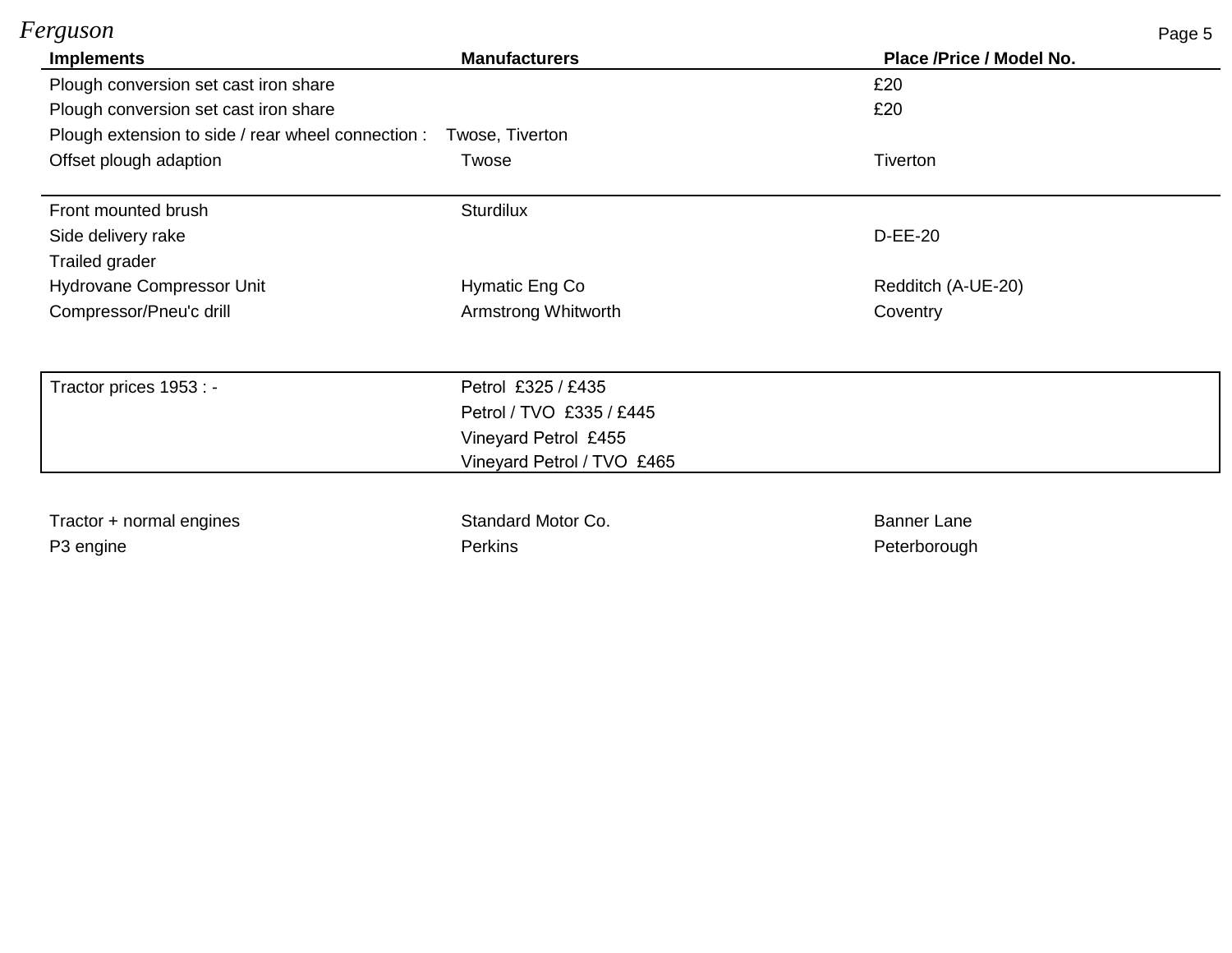| Implements | Manufacturers | Place /Price / Model No. |
|---|---|---|
| Plough conversion set cast iron share | | £20 |
| Plough conversion set cast iron share | | £20 |
| Plough extension to side / rear wheel connection : | Twose, Tiverton | |
| Offset plough adaption | Twose | Tiverton |
| Front mounted brush | Sturdilux | |
| Side delivery rake | | D-EE-20 |
| Trailed grader | | |
| Hydrovane Compressor Unit | Hymatic Eng Co | Redditch (A-UE-20) |
| Compressor/Pneu'c drill | Armstrong Whitworth | Coventry |

| Tractor prices 1953 : - | |
|---|---|
| | Petrol £325 / £435 |
| | Petrol / TVO £335 / £445 |
| | Vineyard Petrol £455 |
| | Vineyard Petrol / TVO £465 |

| | | |
|---|---|---|
| Tractor + normal engines | Standard Motor Co. | Banner Lane |
| P3 engine | Perkins | Peterborough |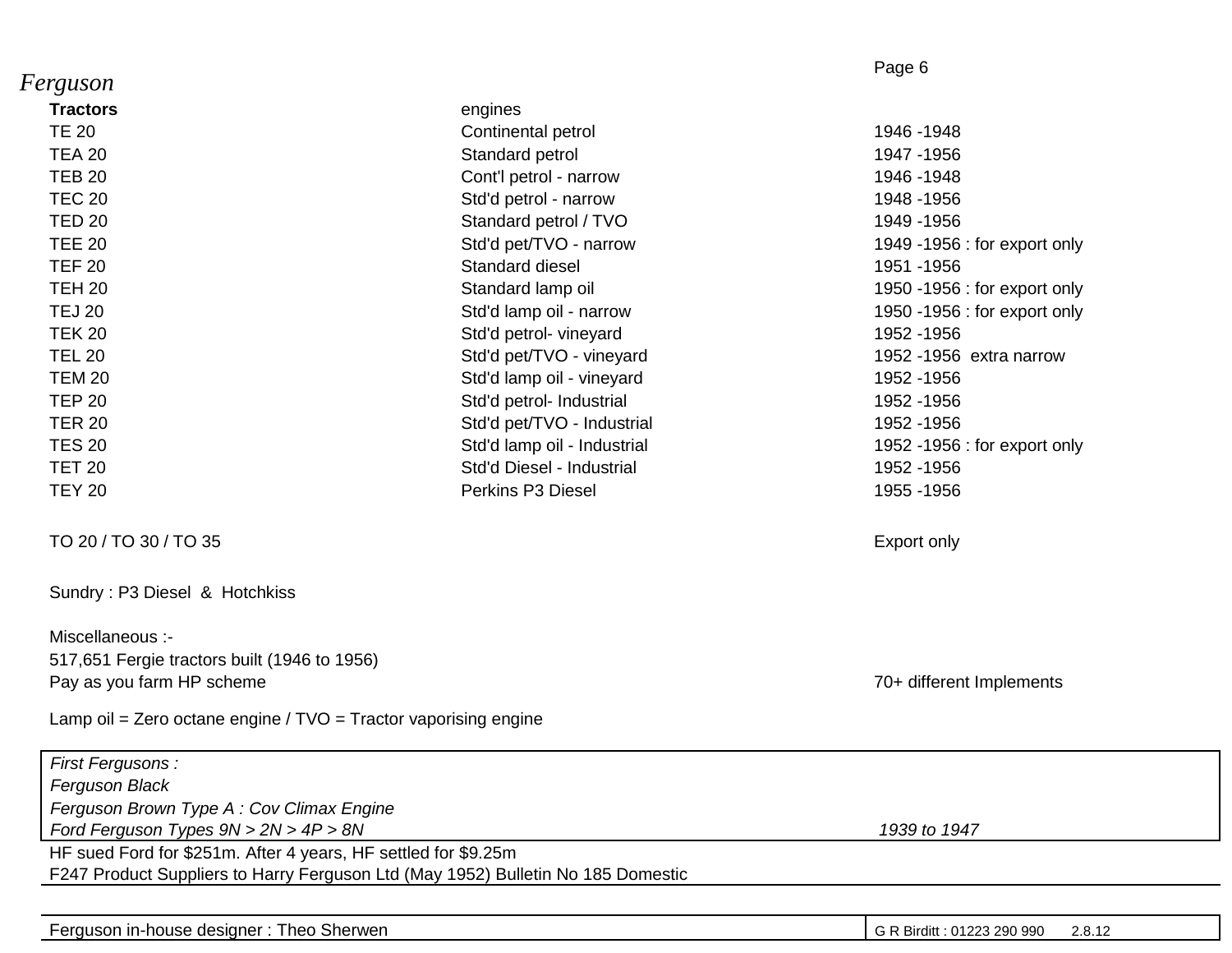*Ferguson*

| Tractors | engines | |
|---|---|---|
| TE 20 | Continental petrol | 1946 -1948 |
| TEA 20 | Standard petrol | 1947 -1956 |
| TEB 20 | Cont'l petrol - narrow | 1946 -1948 |
| TEC 20 | Std'd petrol - narrow | 1948 -1956 |
| TED 20 | Standard petrol / TVO | 1949 -1956 |
| TEE 20 | Std'd pet/TVO - narrow | 1949 -1956 : for export only |
| TEF 20 | Standard diesel | 1951 -1956 |
| TEH 20 | Standard lamp oil | 1950 -1956 : for export only |
| TEJ 20 | Std'd lamp oil - narrow | 1950 -1956 : for export only |
| TEK 20 | Std'd petrol- vineyard | 1952 -1956 |
| TEL 20 | Std'd pet/TVO - vineyard | 1952 -1956 extra narrow |
| TEM 20 | Std'd lamp oil - vineyard | 1952 -1956 |
| TEP 20 | Std'd petrol- Industrial | 1952 -1956 |
| TER 20 | Std'd pet/TVO - Industrial | 1952 -1956 |
| TES 20 | Std'd lamp oil - Industrial | 1952 -1956 : for export only |
| TET 20 | Std'd Diesel - Industrial | 1952 -1956 |
| TEY 20 | Perkins P3 Diesel | 1955 -1956 |
| | | |
| TO 20 / TO 30 / TO 35 | | Export only |

Sundry : P3 Diesel & Hotchkiss

Miscellaneous :-

517,651 Fergie tractors built (1946 to 1956)

Pay as you farm HP scheme — 70+ different Implements

Lamp oil = Zero octane engine / TVO = Tractor vaporising engine

*First Fergusons :*

*Ferguson Black*

*Ferguson Brown Type A : Cov Climax Engine*

*Ford Ferguson Types 9N > 2N > 4P > 8N* — *1939 to 1947*

HF sued Ford for $251m. After 4 years, HF settled for $9.25m

F247 Product Suppliers to Harry Ferguson Ltd (May 1952) Bulletin No 185 Domestic

Ferguson in-house designer : Theo Sherwen

G R Birditt : 01223 290 990 2.8.12